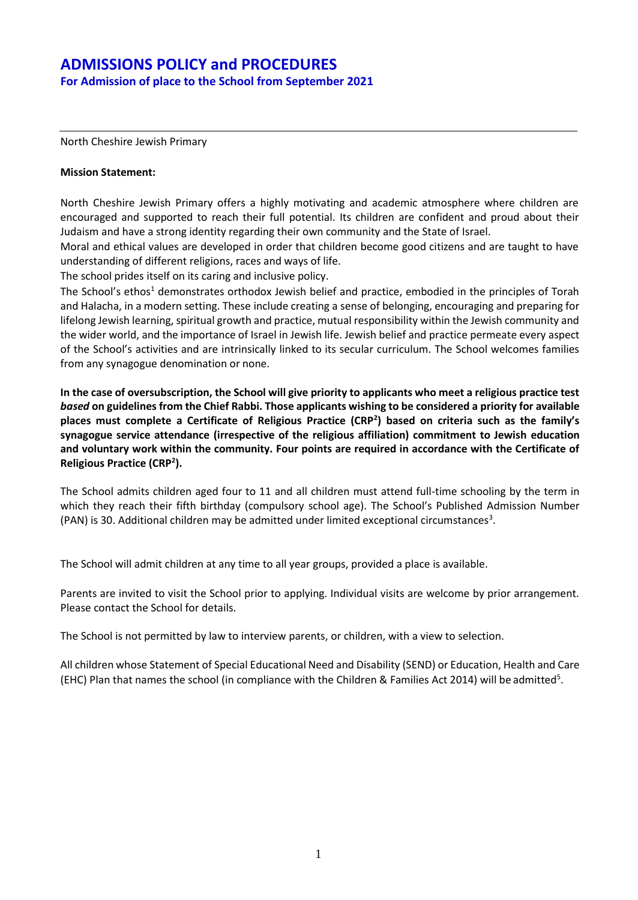# ADMISSIONS POLICY and PROCEDURES

## For Admission of place to the School from September 2021

North Cheshire Jewish Primary

**Mission Statement:**

North Cheshire Jewish Primary offers a highly motivating and academic atmosphere where children are encouraged and supported to reach their full potential. Its children are confident and proud about their Judaism and have a strong identity regarding their own community and the State of Israel.

Moral and ethical values are developed in order that children become good citizens and are taught to have understanding of different religions, races and ways of life.

The school prides itself on its caring and inclusive policy.

The School's ethos[1] demonstrates orthodox Jewish belief and practice, embodied in the principles of Torah and Halacha, in a modern setting. These include creating a sense of belonging, encouraging and preparing for lifelong Jewish learning, spiritual growth and practice, mutual responsibility within the Jewish community and the wider world, and the importance of Israel in Jewish life. Jewish belief and practice permeate every aspect of the School's activities and are intrinsically linked to its secular curriculum. The School welcomes families from any synagogue denomination or none.

**In the case of oversubscription, the School will give priority to applicants who meet a religious practice test *based* on guidelines from the Chief Rabbi. Those applicants wishing to be considered a priority for available places must complete a Certificate of Religious Practice (CRP[2]) based on criteria such as the family's synagogue service attendance (irrespective of the religious affiliation) commitment to Jewish education and voluntary work within the community. Four points are required in accordance with the Certificate of Religious Practice (CRP[2]).**

The School admits children aged four to 11 and all children must attend full-time schooling by the term in which they reach their fifth birthday (compulsory school age). The School's Published Admission Number (PAN) is 30. Additional children may be admitted under limited exceptional circumstances[3].

The School will admit children at any time to all year groups, provided a place is available.

Parents are invited to visit the School prior to applying. Individual visits are welcome by prior arrangement. Please contact the School for details.

The School is not permitted by law to interview parents, or children, with a view to selection.

All children whose Statement of Special Educational Need and Disability (SEND) or Education, Health and Care (EHC) Plan that names the school (in compliance with the Children & Families Act 2014) will be admitted[5].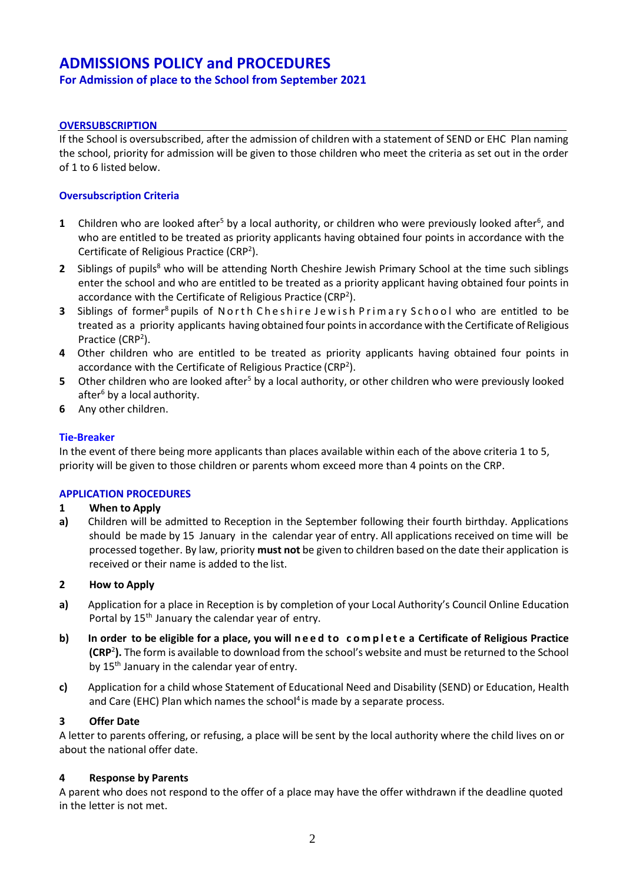# ADMISSIONS POLICY and PROCEDURES

## For Admission of place to the School from September 2021

### OVERSUBSCRIPTION

If the School is oversubscribed, after the admission of children with a statement of SEND or EHC Plan naming the school, priority for admission will be given to those children who meet the criteria as set out in the order of 1 to 6 listed below.

### Oversubscription Criteria

1. Children who are looked after[5] by a local authority, or children who were previously looked after[6], and who are entitled to be treated as priority applicants having obtained four points in accordance with the Certificate of Religious Practice (CRP[2]).
2. Siblings of pupils[8] who will be attending North Cheshire Jewish Primary School at the time such siblings enter the school and who are entitled to be treated as a priority applicant having obtained four points in accordance with the Certificate of Religious Practice (CRP[2]).
3. Siblings of former[8] pupils of North Cheshire Jewish Primary School who are entitled to be treated as a priority applicants having obtained four points in accordance with the Certificate of Religious Practice (CRP[2]).
4. Other children who are entitled to be treated as priority applicants having obtained four points in accordance with the Certificate of Religious Practice (CRP[2]).
5. Other children who are looked after[5] by a local authority, or other children who were previously looked after[6] by a local authority.
6. Any other children.

### Tie-Breaker

In the event of there being more applicants than places available within each of the above criteria 1 to 5, priority will be given to those children or parents whom exceed more than 4 points on the CRP.

### APPLICATION PROCEDURES

**1 When to Apply**

**a)** Children will be admitted to Reception in the September following their fourth birthday. Applications should be made by 15 January in the calendar year of entry. All applications received on time will be processed together. By law, priority **must not** be given to children based on the date their application is received or their name is added to the list.

**2 How to Apply**

**a)** Application for a place in Reception is by completion of your Local Authority's Council Online Education Portal by 15th January the calendar year of entry.

**b)** **In order to be eligible for a place, you will need to complete a Certificate of Religious Practice (CRP[2]).** The form is available to download from the school's website and must be returned to the School by 15th January in the calendar year of entry.

**c)** Application for a child whose Statement of Educational Need and Disability (SEND) or Education, Health and Care (EHC) Plan which names the school[4] is made by a separate process.

**3 Offer Date**

A letter to parents offering, or refusing, a place will be sent by the local authority where the child lives on or about the national offer date.

**4 Response by Parents**

A parent who does not respond to the offer of a place may have the offer withdrawn if the deadline quoted in the letter is not met.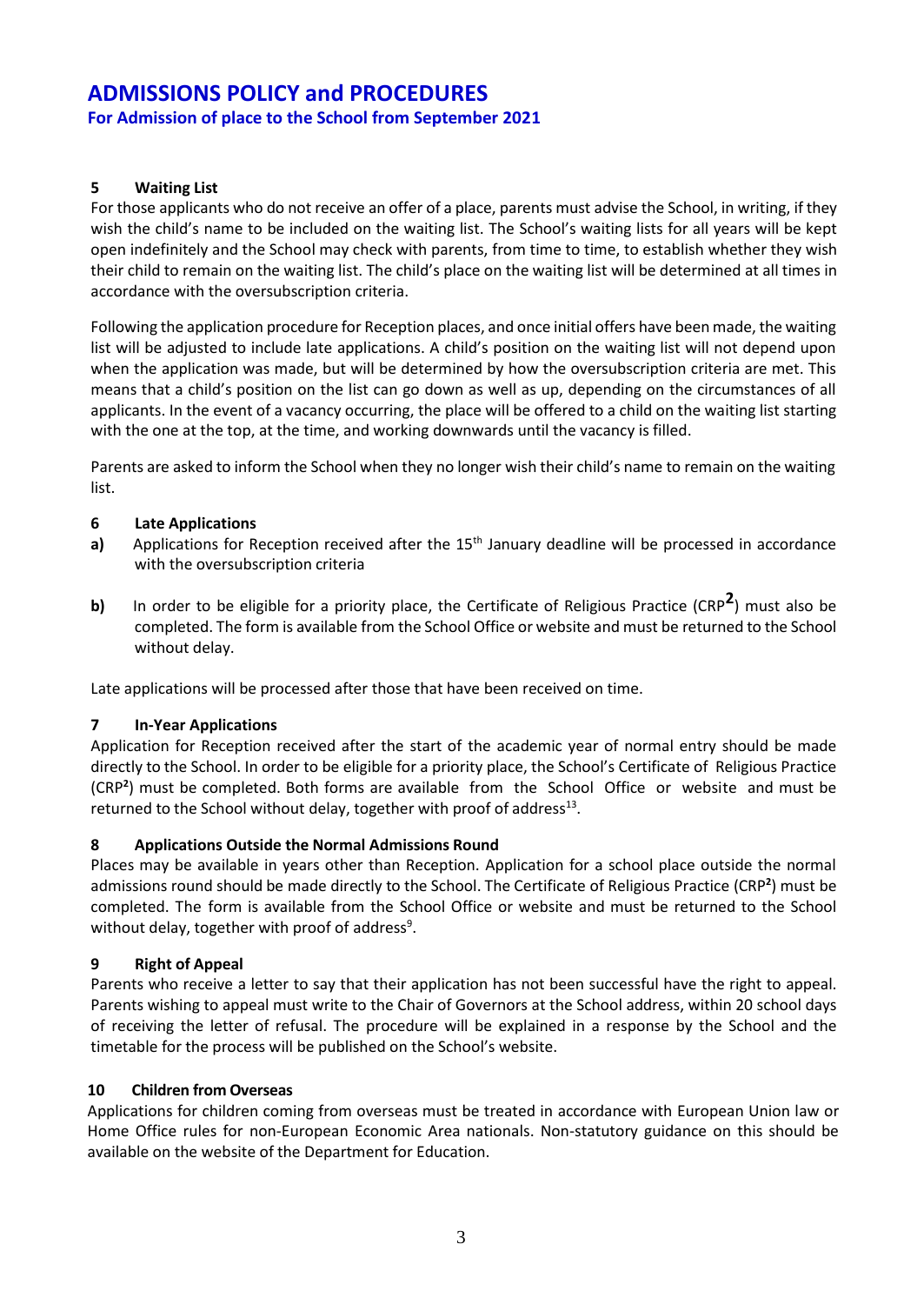# ADMISSIONS POLICY and PROCEDURES

**For Admission of place to the School from September 2021**

### 5 Waiting List

For those applicants who do not receive an offer of a place, parents must advise the School, in writing, if they wish the child's name to be included on the waiting list. The School's waiting lists for all years will be kept open indefinitely and the School may check with parents, from time to time, to establish whether they wish their child to remain on the waiting list. The child's place on the waiting list will be determined at all times in accordance with the oversubscription criteria.

Following the application procedure for Reception places, and once initial offers have been made, the waiting list will be adjusted to include late applications. A child's position on the waiting list will not depend upon when the application was made, but will be determined by how the oversubscription criteria are met. This means that a child's position on the list can go down as well as up, depending on the circumstances of all applicants. In the event of a vacancy occurring, the place will be offered to a child on the waiting list starting with the one at the top, at the time, and working downwards until the vacancy is filled.

Parents are asked to inform the School when they no longer wish their child's name to remain on the waiting list.

### 6 Late Applications

**a)** Applications for Reception received after the 15th January deadline will be processed in accordance with the oversubscription criteria

**b)** In order to be eligible for a priority place, the Certificate of Religious Practice (CRP[2]) must also be completed. The form is available from the School Office or website and must be returned to the School without delay.

Late applications will be processed after those that have been received on time.

### 7 In-Year Applications

Application for Reception received after the start of the academic year of normal entry should be made directly to the School. In order to be eligible for a priority place, the School's Certificate of Religious Practice (CRP[2]) must be completed. Both forms are available from the School Office or website and must be returned to the School without delay, together with proof of address[13].

### 8 Applications Outside the Normal Admissions Round

Places may be available in years other than Reception. Application for a school place outside the normal admissions round should be made directly to the School. The Certificate of Religious Practice (CRP[2]) must be completed. The form is available from the School Office or website and must be returned to the School without delay, together with proof of address[9].

### 9 Right of Appeal

Parents who receive a letter to say that their application has not been successful have the right to appeal. Parents wishing to appeal must write to the Chair of Governors at the School address, within 20 school days of receiving the letter of refusal. The procedure will be explained in a response by the School and the timetable for the process will be published on the School's website.

### 10 Children from Overseas

Applications for children coming from overseas must be treated in accordance with European Union law or Home Office rules for non-European Economic Area nationals. Non-statutory guidance on this should be available on the website of the Department for Education.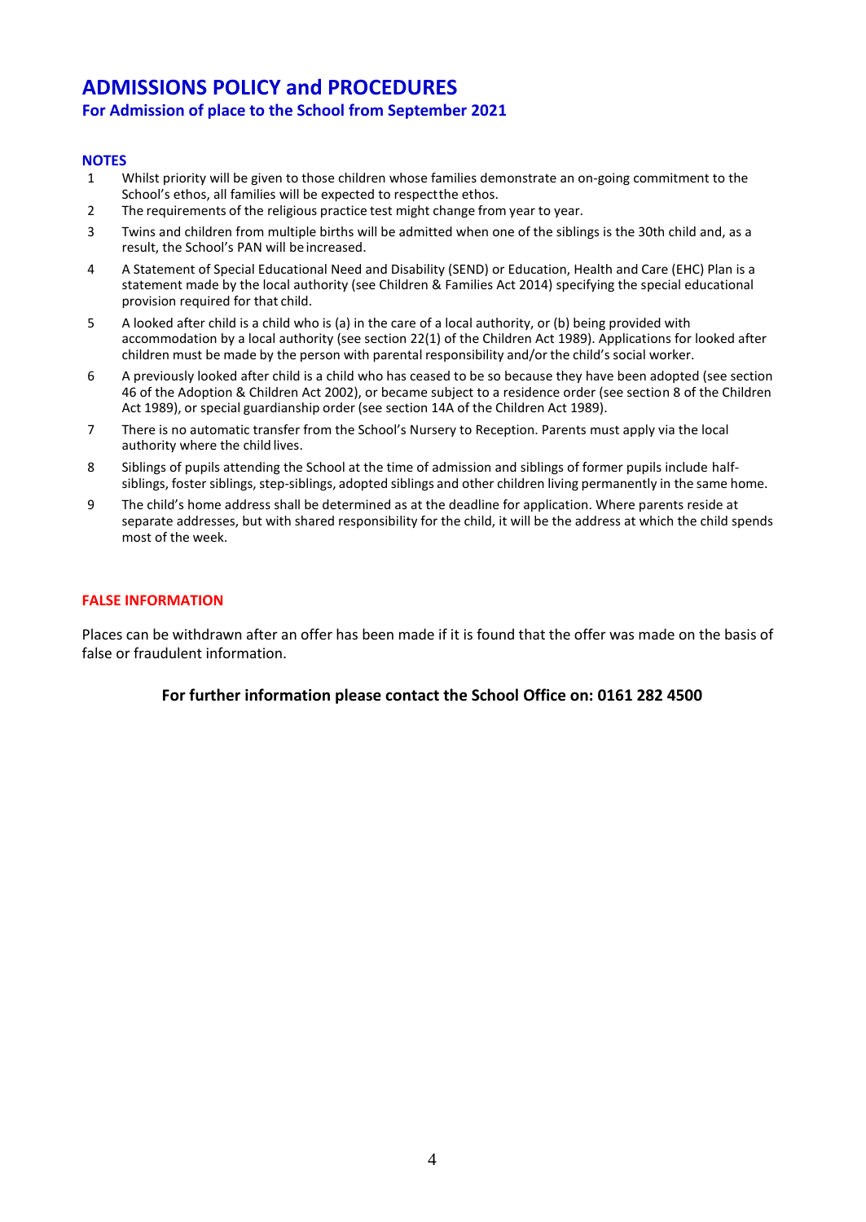# ADMISSIONS POLICY and PROCEDURES

## For Admission of place to the School from September 2021

### NOTES

1. Whilst priority will be given to those children whose families demonstrate an on-going commitment to the School's ethos, all families will be expected to respect the ethos.
2. The requirements of the religious practice test might change from year to year.
3. Twins and children from multiple births will be admitted when one of the siblings is the 30th child and, as a result, the School's PAN will be increased.
4. A Statement of Special Educational Need and Disability (SEND) or Education, Health and Care (EHC) Plan is a statement made by the local authority (see Children & Families Act 2014) specifying the special educational provision required for that child.
5. A looked after child is a child who is (a) in the care of a local authority, or (b) being provided with accommodation by a local authority (see section 22(1) of the Children Act 1989). Applications for looked after children must be made by the person with parental responsibility and/or the child's social worker.
6. A previously looked after child is a child who has ceased to be so because they have been adopted (see section 46 of the Adoption & Children Act 2002), or became subject to a residence order (see section 8 of the Children Act 1989), or special guardianship order (see section 14A of the Children Act 1989).
7. There is no automatic transfer from the School's Nursery to Reception. Parents must apply via the local authority where the child lives.
8. Siblings of pupils attending the School at the time of admission and siblings of former pupils include half-siblings, foster siblings, step-siblings, adopted siblings and other children living permanently in the same home.
9. The child's home address shall be determined as at the deadline for application. Where parents reside at separate addresses, but with shared responsibility for the child, it will be the address at which the child spends most of the week.

### FALSE INFORMATION

Places can be withdrawn after an offer has been made if it is found that the offer was made on the basis of false or fraudulent information.

**For further information please contact the School Office on: 0161 282 4500**